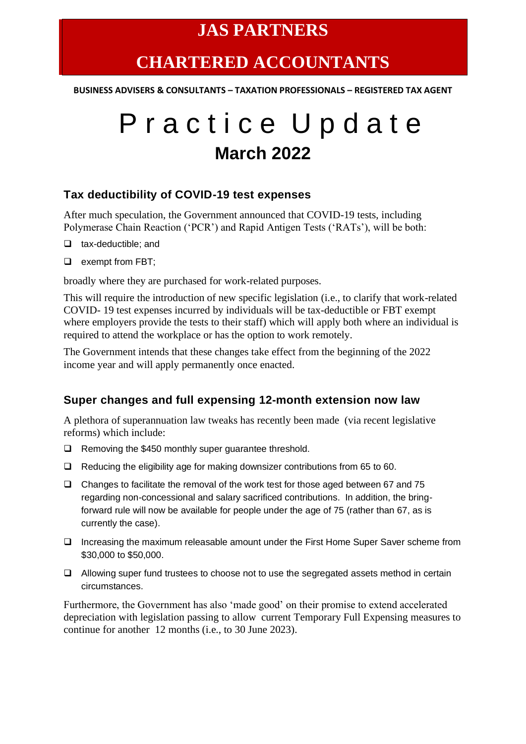# JAS PARTNERS

# CHARTERED ACCOUNTANTS

**BUSINESS ADVISERS & CONSULTANTS – TAXATION PROFESSIONALS – REGISTERED TAX AGENT**

# Practice Update

## March 2022

### Tax deductibility of COVID-19 test expenses

After much speculation, the Government announced that COVID-19 tests, including Polymerase Chain Reaction ('PCR') and Rapid Antigen Tests ('RATs'), will be both:

- tax-deductible; and
- exempt from FBT;

broadly where they are purchased for work-related purposes.

This will require the introduction of new specific legislation (i.e., to clarify that work-related COVID- 19 test expenses incurred by individuals will be tax-deductible or FBT exempt where employers provide the tests to their staff) which will apply both where an individual is required to attend the workplace or has the option to work remotely.

The Government intends that these changes take effect from the beginning of the 2022 income year and will apply permanently once enacted.

### Super changes and full expensing 12-month extension now law

A plethora of superannuation law tweaks has recently been made (via recent legislative reforms) which include:

- Removing the $450 monthly super guarantee threshold.
- Reducing the eligibility age for making downsizer contributions from 65 to 60.
- Changes to facilitate the removal of the work test for those aged between 67 and 75 regarding non-concessional and salary sacrificed contributions. In addition, the bring-forward rule will now be available for people under the age of 75 (rather than 67, as is currently the case).
- Increasing the maximum releasable amount under the First Home Super Saver scheme from $30,000 to $50,000.
- Allowing super fund trustees to choose not to use the segregated assets method in certain circumstances.

Furthermore, the Government has also 'made good' on their promise to extend accelerated depreciation with legislation passing to allow current Temporary Full Expensing measures to continue for another 12 months (i.e., to 30 June 2023).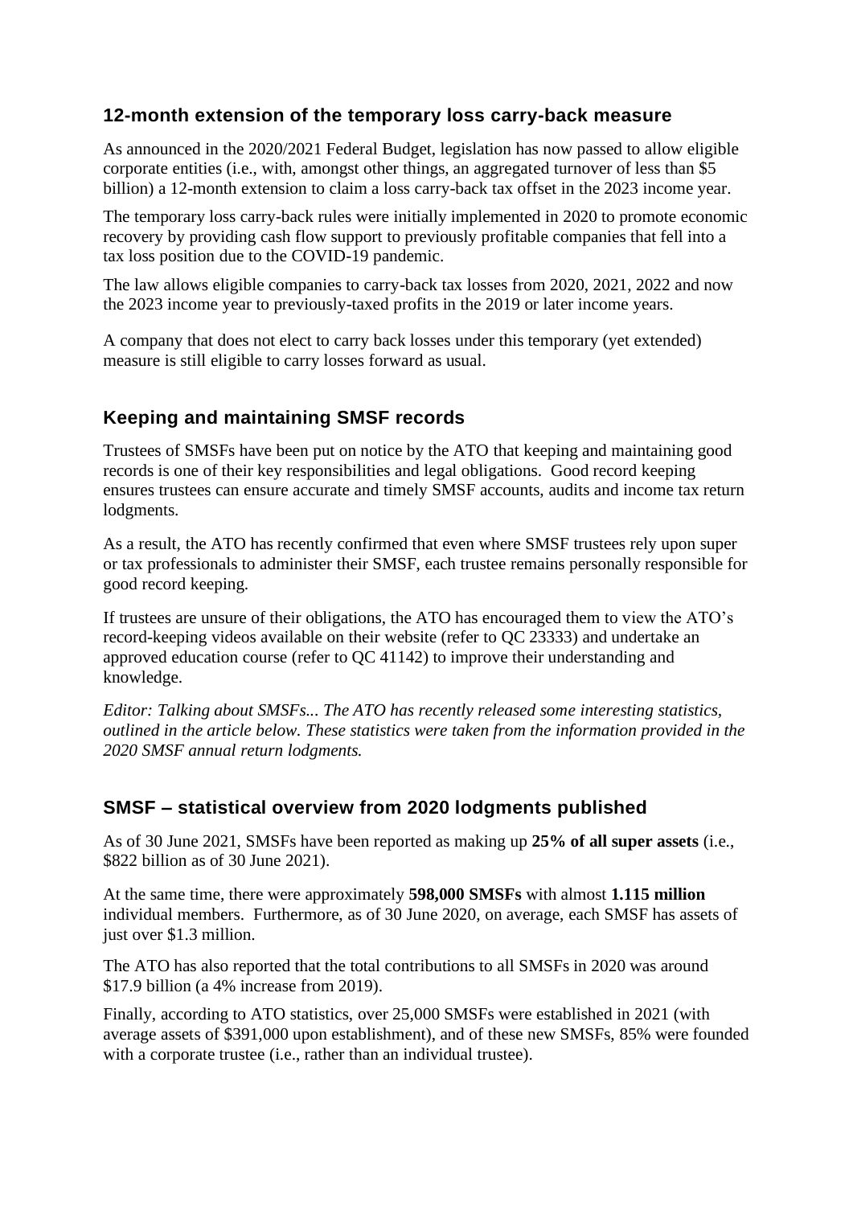## 12-month extension of the temporary loss carry-back measure

As announced in the 2020/2021 Federal Budget, legislation has now passed to allow eligible corporate entities (i.e., with, amongst other things, an aggregated turnover of less than $5 billion) a 12-month extension to claim a loss carry-back tax offset in the 2023 income year.

The temporary loss carry-back rules were initially implemented in 2020 to promote economic recovery by providing cash flow support to previously profitable companies that fell into a tax loss position due to the COVID-19 pandemic.

The law allows eligible companies to carry-back tax losses from 2020, 2021, 2022 and now the 2023 income year to previously-taxed profits in the 2019 or later income years.

A company that does not elect to carry back losses under this temporary (yet extended) measure is still eligible to carry losses forward as usual.

## Keeping and maintaining SMSF records

Trustees of SMSFs have been put on notice by the ATO that keeping and maintaining good records is one of their key responsibilities and legal obligations. Good record keeping ensures trustees can ensure accurate and timely SMSF accounts, audits and income tax return lodgments.

As a result, the ATO has recently confirmed that even where SMSF trustees rely upon super or tax professionals to administer their SMSF, each trustee remains personally responsible for good record keeping.

If trustees are unsure of their obligations, the ATO has encouraged them to view the ATO's record-keeping videos available on their website (refer to QC 23333) and undertake an approved education course (refer to QC 41142) to improve their understanding and knowledge.

*Editor: Talking about SMSFs... The ATO has recently released some interesting statistics, outlined in the article below. These statistics were taken from the information provided in the 2020 SMSF annual return lodgments.*

## SMSF – statistical overview from 2020 lodgments published

As of 30 June 2021, SMSFs have been reported as making up **25% of all super assets** (i.e., $822 billion as of 30 June 2021).

At the same time, there were approximately **598,000 SMSFs** with almost **1.115 million** individual members. Furthermore, as of 30 June 2020, on average, each SMSF has assets of just over $1.3 million.

The ATO has also reported that the total contributions to all SMSFs in 2020 was around $17.9 billion (a 4% increase from 2019).

Finally, according to ATO statistics, over 25,000 SMSFs were established in 2021 (with average assets of $391,000 upon establishment), and of these new SMSFs, 85% were founded with a corporate trustee (i.e., rather than an individual trustee).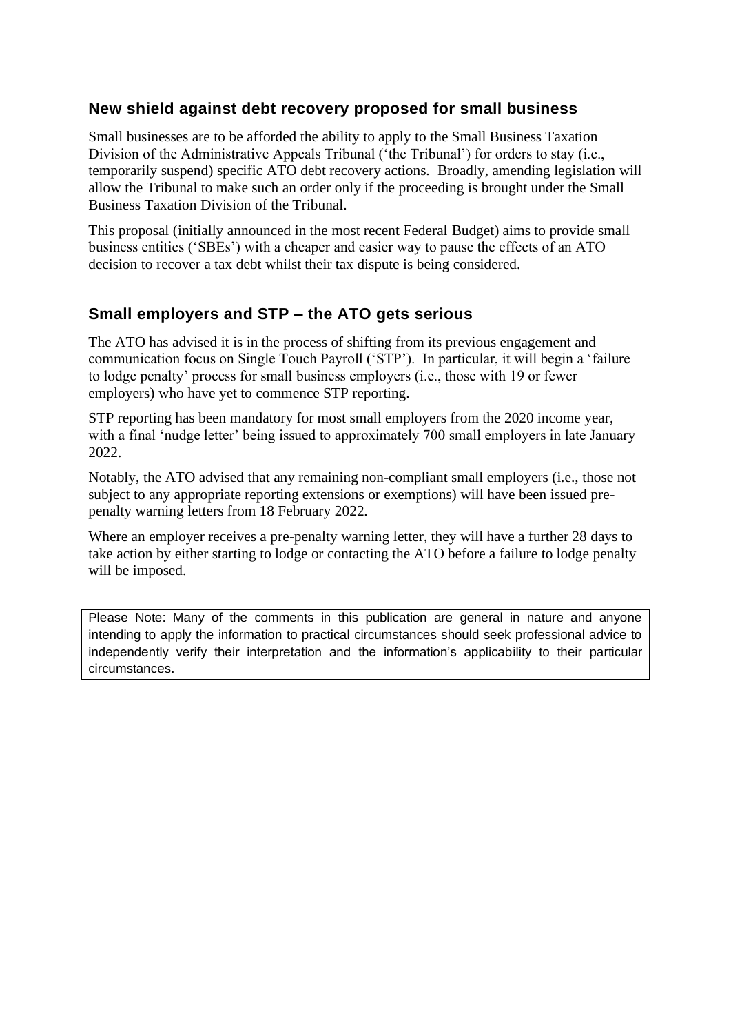## New shield against debt recovery proposed for small business

Small businesses are to be afforded the ability to apply to the Small Business Taxation Division of the Administrative Appeals Tribunal ('the Tribunal') for orders to stay (i.e., temporarily suspend) specific ATO debt recovery actions. Broadly, amending legislation will allow the Tribunal to make such an order only if the proceeding is brought under the Small Business Taxation Division of the Tribunal.

This proposal (initially announced in the most recent Federal Budget) aims to provide small business entities ('SBEs') with a cheaper and easier way to pause the effects of an ATO decision to recover a tax debt whilst their tax dispute is being considered.

## Small employers and STP – the ATO gets serious

The ATO has advised it is in the process of shifting from its previous engagement and communication focus on Single Touch Payroll ('STP'). In particular, it will begin a 'failure to lodge penalty' process for small business employers (i.e., those with 19 or fewer employers) who have yet to commence STP reporting.

STP reporting has been mandatory for most small employers from the 2020 income year, with a final 'nudge letter' being issued to approximately 700 small employers in late January 2022.

Notably, the ATO advised that any remaining non-compliant small employers (i.e., those not subject to any appropriate reporting extensions or exemptions) will have been issued pre-penalty warning letters from 18 February 2022.

Where an employer receives a pre-penalty warning letter, they will have a further 28 days to take action by either starting to lodge or contacting the ATO before a failure to lodge penalty will be imposed.

Please Note: Many of the comments in this publication are general in nature and anyone intending to apply the information to practical circumstances should seek professional advice to independently verify their interpretation and the information's applicability to their particular circumstances.